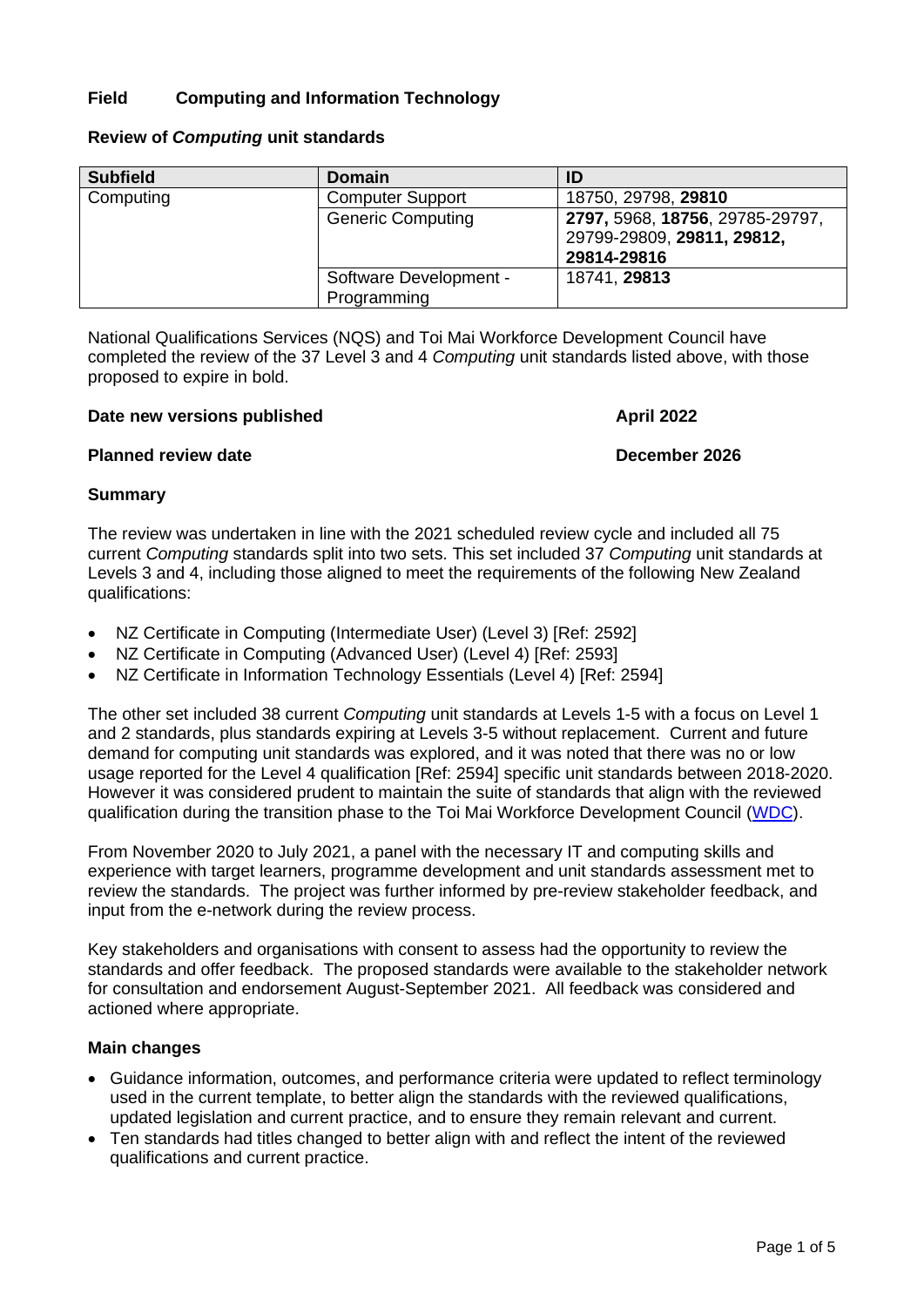**Field Computing and Information Technology**

**Review of *Computing* unit standards**

| Subfield | Domain | ID |
|---|---|---|
| Computing | Computer Support | 18750, 29798, **29810** |
| | Generic Computing | **2797,** 5968, **18756**, 29785-29797, 29799-29809, **29811, 29812, 29814-29816** |
| | Software Development - Programming | 18741, **29813** |

National Qualifications Services (NQS) and Toi Mai Workforce Development Council have completed the review of the 37 Level 3 and 4 *Computing* unit standards listed above, with those proposed to expire in bold.

**Date new versions published** **April 2022**

**Planned review date** **December 2026**

**Summary**

The review was undertaken in line with the 2021 scheduled review cycle and included all 75 current *Computing* standards split into two sets. This set included 37 *Computing* unit standards at Levels 3 and 4, including those aligned to meet the requirements of the following New Zealand qualifications:

- NZ Certificate in Computing (Intermediate User) (Level 3) [Ref: 2592]
- NZ Certificate in Computing (Advanced User) (Level 4) [Ref: 2593]
- NZ Certificate in Information Technology Essentials (Level 4) [Ref: 2594]

The other set included 38 current *Computing* unit standards at Levels 1-5 with a focus on Level 1 and 2 standards, plus standards expiring at Levels 3-5 without replacement. Current and future demand for computing unit standards was explored, and it was noted that there was no or low usage reported for the Level 4 qualification [Ref: 2594] specific unit standards between 2018-2020. However it was considered prudent to maintain the suite of standards that align with the reviewed qualification during the transition phase to the Toi Mai Workforce Development Council (WDC).

From November 2020 to July 2021, a panel with the necessary IT and computing skills and experience with target learners, programme development and unit standards assessment met to review the standards. The project was further informed by pre-review stakeholder feedback, and input from the e-network during the review process.

Key stakeholders and organisations with consent to assess had the opportunity to review the standards and offer feedback. The proposed standards were available to the stakeholder network for consultation and endorsement August-September 2021. All feedback was considered and actioned where appropriate.

**Main changes**

- Guidance information, outcomes, and performance criteria were updated to reflect terminology used in the current template, to better align the standards with the reviewed qualifications, updated legislation and current practice, and to ensure they remain relevant and current.
- Ten standards had titles changed to better align with and reflect the intent of the reviewed qualifications and current practice.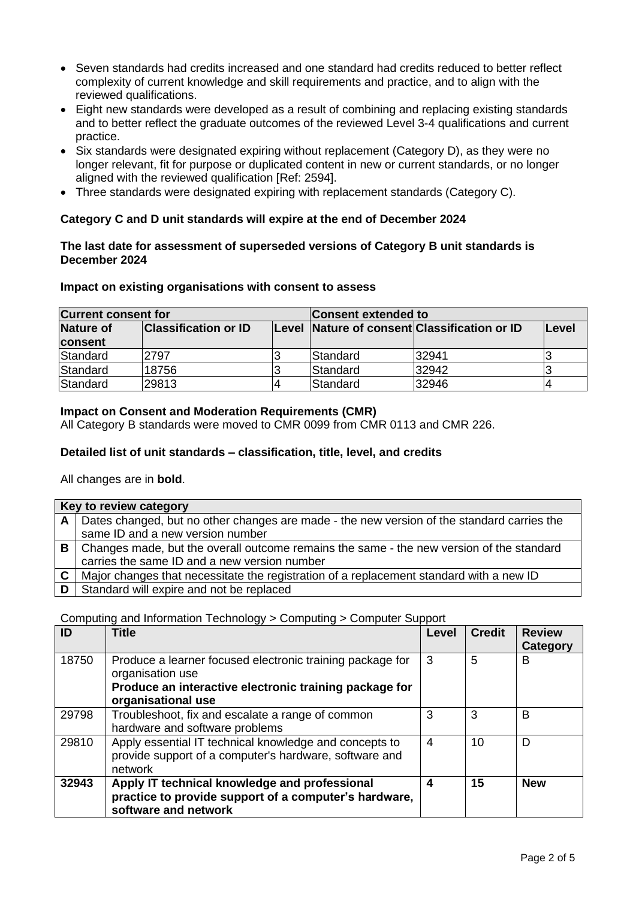- Seven standards had credits increased and one standard had credits reduced to better reflect complexity of current knowledge and skill requirements and practice, and to align with the reviewed qualifications.
- Eight new standards were developed as a result of combining and replacing existing standards and to better reflect the graduate outcomes of the reviewed Level 3-4 qualifications and current practice.
- Six standards were designated expiring without replacement (Category D), as they were no longer relevant, fit for purpose or duplicated content in new or current standards, or no longer aligned with the reviewed qualification [Ref: 2594].
- Three standards were designated expiring with replacement standards (Category C).

**Category C and D unit standards will expire at the end of December 2024**

**The last date for assessment of superseded versions of Category B unit standards is December 2024**

**Impact on existing organisations with consent to assess**

| Current consent for | | | Consent extended to | | |
|---|---|---|---|---|---|
| **Nature of consent** | **Classification or ID** | **Level** | **Nature of consent** | **Classification or ID** | **Level** |
| Standard | 2797 | 3 | Standard | 32941 | 3 |
| Standard | 18756 | 3 | Standard | 32942 | 3 |
| Standard | 29813 | 4 | Standard | 32946 | 4 |

**Impact on Consent and Moderation Requirements (CMR)**
All Category B standards were moved to CMR 0099 from CMR 0113 and CMR 226.

**Detailed list of unit standards – classification, title, level, and credits**

All changes are in **bold**.

| Key to review category | |
|---|---|
| **A** | Dates changed, but no other changes are made - the new version of the standard carries the same ID and a new version number |
| **B** | Changes made, but the overall outcome remains the same - the new version of the standard carries the same ID and a new version number |
| **C** | Major changes that necessitate the registration of a replacement standard with a new ID |
| **D** | Standard will expire and not be replaced |

Computing and Information Technology > Computing > Computer Support

| ID | Title | Level | Credit | Review Category |
|---|---|---|---|---|
| 18750 | Produce a learner focused electronic training package for organisation use **Produce an interactive electronic training package for organisational use** | 3 | 5 | B |
| 29798 | Troubleshoot, fix and escalate a range of common hardware and software problems | 3 | 3 | B |
| 29810 | Apply essential IT technical knowledge and concepts to provide support of a computer's hardware, software and network | 4 | 10 | D |
| **32943** | **Apply IT technical knowledge and professional practice to provide support of a computer's hardware, software and network** | **4** | **15** | **New** |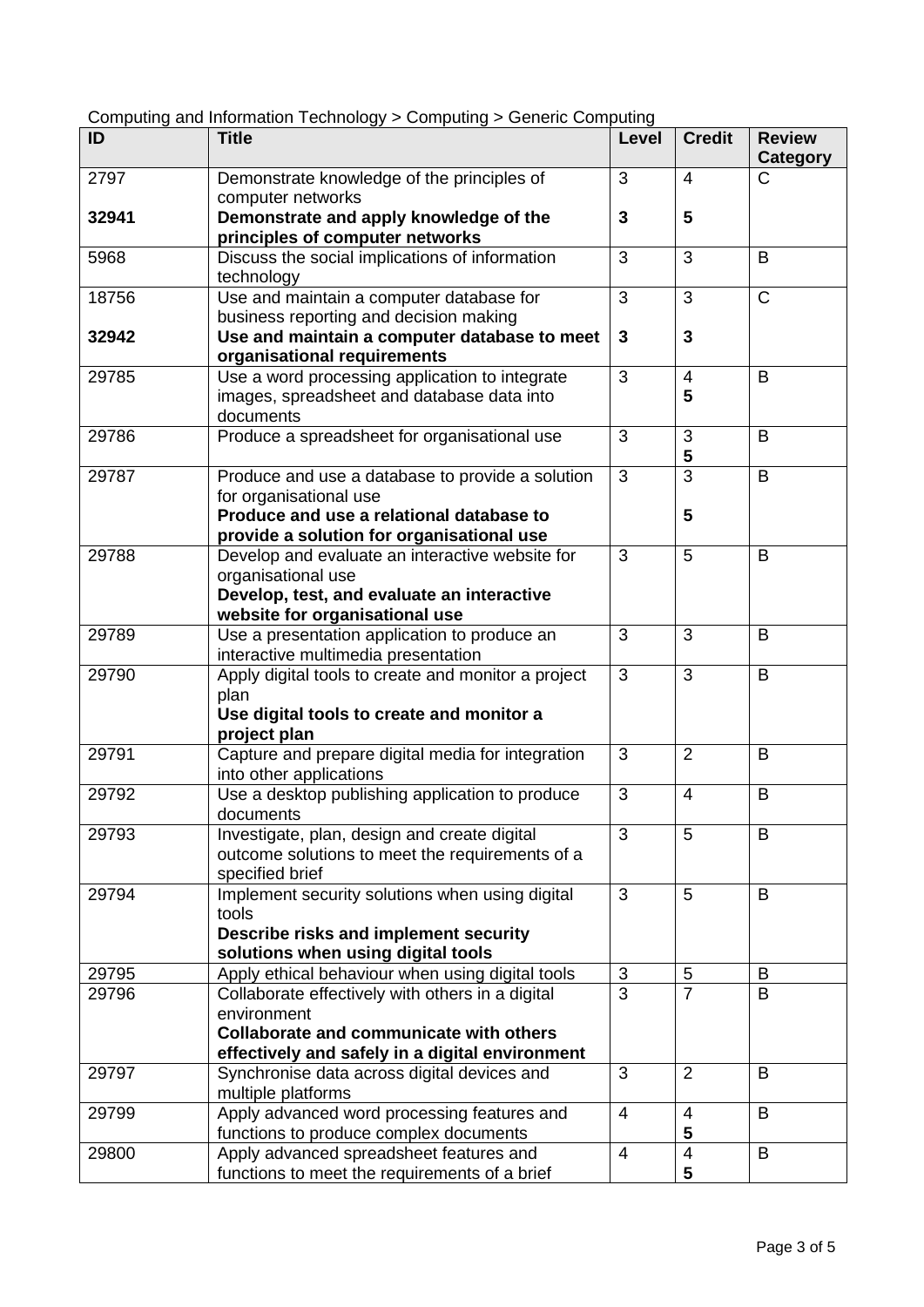Computing and Information Technology > Computing > Generic Computing

| ID | Title | Level | Credit | Review Category |
|---|---|---|---|---|
| 2797<br>**32941** | Demonstrate knowledge of the principles of computer networks<br>**Demonstrate and apply knowledge of the principles of computer networks** | 3<br>**3** | 4<br>**5** | C |
| 5968 | Discuss the social implications of information technology | 3 | 3 | B |
| 18756<br>**32942** | Use and maintain a computer database for business reporting and decision making<br>**Use and maintain a computer database to meet organisational requirements** | 3<br>**3** | 3<br>**3** | C |
| 29785 | Use a word processing application to integrate images, spreadsheet and database data into documents | 3 | 4<br>**5** | B |
| 29786 | Produce a spreadsheet for organisational use | 3 | 3<br>**5** | B |
| 29787 | Produce and use a database to provide a solution for organisational use<br>**Produce and use a relational database to provide a solution for organisational use** | 3 | 3<br>**5** | B |
| 29788 | Develop and evaluate an interactive website for organisational use<br>**Develop, test, and evaluate an interactive website for organisational use** | 3 | 5 | B |
| 29789 | Use a presentation application to produce an interactive multimedia presentation | 3 | 3 | B |
| 29790 | Apply digital tools to create and monitor a project plan<br>**Use digital tools to create and monitor a project plan** | 3 | 3 | B |
| 29791 | Capture and prepare digital media for integration into other applications | 3 | 2 | B |
| 29792 | Use a desktop publishing application to produce documents | 3 | 4 | B |
| 29793 | Investigate, plan, design and create digital outcome solutions to meet the requirements of a specified brief | 3 | 5 | B |
| 29794 | Implement security solutions when using digital tools<br>**Describe risks and implement security solutions when using digital tools** | 3 | 5 | B |
| 29795 | Apply ethical behaviour when using digital tools | 3 | 5 | B |
| 29796 | Collaborate effectively with others in a digital environment<br>**Collaborate and communicate with others effectively and safely in a digital environment** | 3 | 7 | B |
| 29797 | Synchronise data across digital devices and multiple platforms | 3 | 2 | B |
| 29799 | Apply advanced word processing features and functions to produce complex documents | 4 | 4<br>**5** | B |
| 29800 | Apply advanced spreadsheet features and functions to meet the requirements of a brief | 4 | 4<br>**5** | B |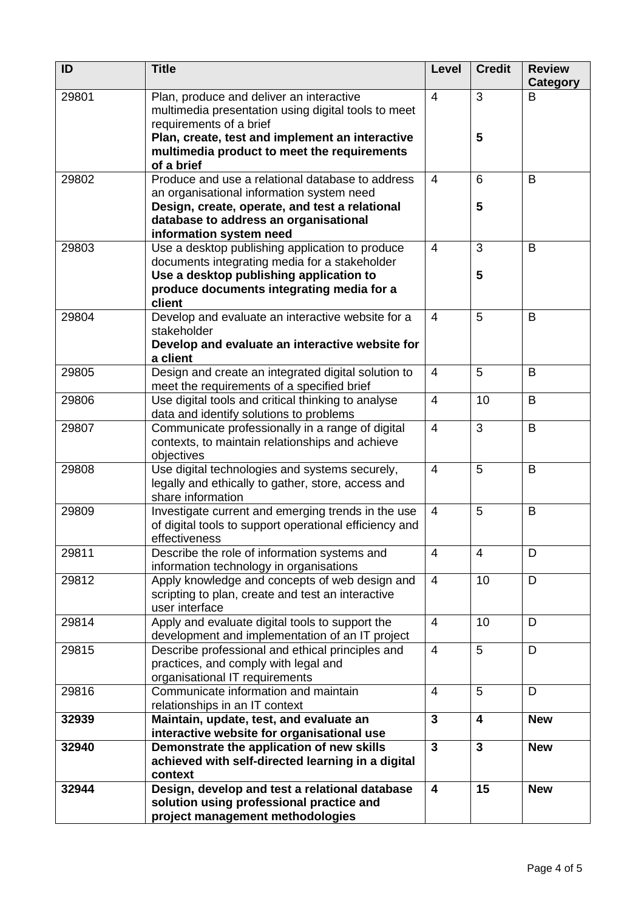| ID | Title | Level | Credit | Review Category |
|---|---|---|---|---|
| 29801 | Plan, produce and deliver an interactive multimedia presentation using digital tools to meet requirements of a brief<br>**Plan, create, test and implement an interactive multimedia product to meet the requirements of a brief** | 4 | 3<br>**5** | B |
| 29802 | Produce and use a relational database to address an organisational information system need<br>**Design, create, operate, and test a relational database to address an organisational information system need** | 4 | 6<br>**5** | B |
| 29803 | Use a desktop publishing application to produce documents integrating media for a stakeholder<br>**Use a desktop publishing application to produce documents integrating media for a client** | 4 | 3<br>**5** | B |
| 29804 | Develop and evaluate an interactive website for a stakeholder<br>**Develop and evaluate an interactive website for a client** | 4 | 5 | B |
| 29805 | Design and create an integrated digital solution to meet the requirements of a specified brief | 4 | 5 | B |
| 29806 | Use digital tools and critical thinking to analyse data and identify solutions to problems | 4 | 10 | B |
| 29807 | Communicate professionally in a range of digital contexts, to maintain relationships and achieve objectives | 4 | 3 | B |
| 29808 | Use digital technologies and systems securely, legally and ethically to gather, store, access and share information | 4 | 5 | B |
| 29809 | Investigate current and emerging trends in the use of digital tools to support operational efficiency and effectiveness | 4 | 5 | B |
| 29811 | Describe the role of information systems and information technology in organisations | 4 | 4 | D |
| 29812 | Apply knowledge and concepts of web design and scripting to plan, create and test an interactive user interface | 4 | 10 | D |
| 29814 | Apply and evaluate digital tools to support the development and implementation of an IT project | 4 | 10 | D |
| 29815 | Describe professional and ethical principles and practices, and comply with legal and organisational IT requirements | 4 | 5 | D |
| 29816 | Communicate information and maintain relationships in an IT context | 4 | 5 | D |
| **32939** | **Maintain, update, test, and evaluate an interactive website for organisational use** | **3** | **4** | **New** |
| **32940** | **Demonstrate the application of new skills achieved with self-directed learning in a digital context** | **3** | **3** | **New** |
| **32944** | **Design, develop and test a relational database solution using professional practice and project management methodologies** | **4** | **15** | **New** |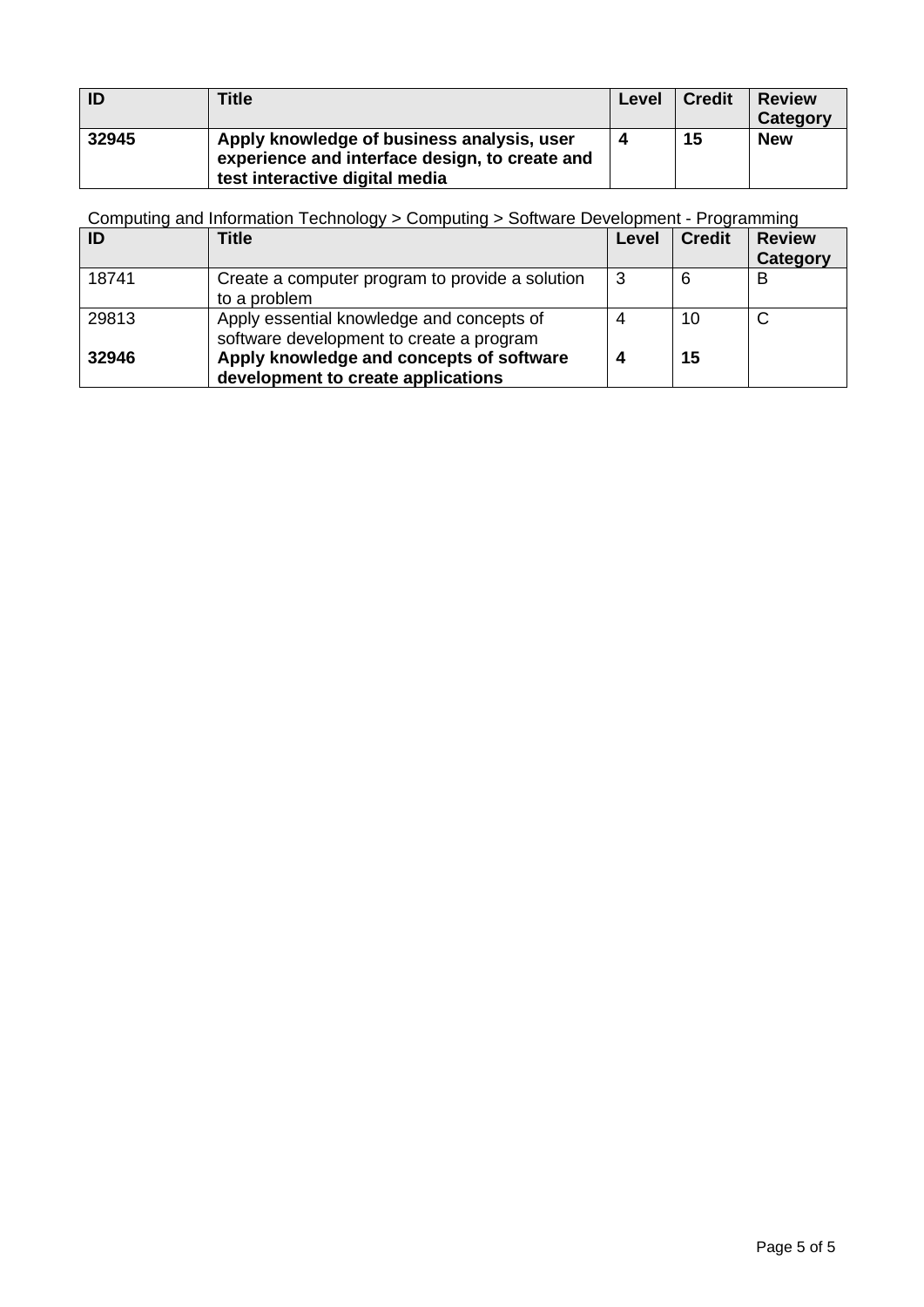| ID | Title | Level | Credit | Review Category |
|---|---|---|---|---|
| **32945** | **Apply knowledge of business analysis, user experience and interface design, to create and test interactive digital media** | **4** | **15** | **New** |

Computing and Information Technology > Computing > Software Development - Programming

| ID | Title | Level | Credit | Review Category |
|---|---|---|---|---|
| 18741 | Create a computer program to provide a solution to a problem | 3 | 6 | B |
| 29813 | Apply essential knowledge and concepts of software development to create a program | 4 | 10 | C |
| **32946** | **Apply knowledge and concepts of software development to create applications** | **4** | **15** | |